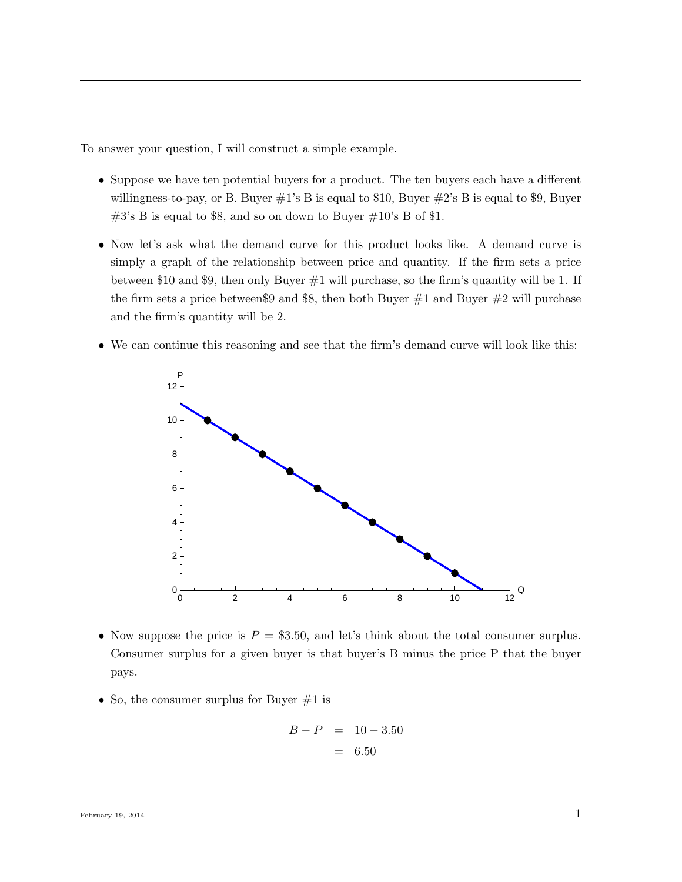To answer your question, I will construct a simple example.

- Suppose we have ten potential buyers for a product. The ten buyers each have a different willingness-to-pay, or B. Buyer #1's B is equal to \$10, Buyer #2's B is equal to \$9, Buyer #3's B is equal to \$8, and so on down to Buyer #10's B of \$1.

- Now let's ask what the demand curve for this product looks like. A demand curve is simply a graph of the relationship between price and quantity. If the firm sets a price between \$10 and \$9, then only Buyer #1 will purchase, so the firm's quantity will be 1. If the firm sets a price between\$9 and \$8, then both Buyer #1 and Buyer #2 will purchase and the firm's quantity will be 2.

- We can continue this reasoning and see that the firm's demand curve will look like this:

- Now suppose the price is $P = \$3.50$, and let's think about the total consumer surplus. Consumer surplus for a given buyer is that buyer's B minus the price P that the buyer pays.

- So, the consumer surplus for Buyer #1 is

$$
\begin{aligned}
B - P &= 10 - 3.50 \\
&= 6.50
\end{aligned}
$$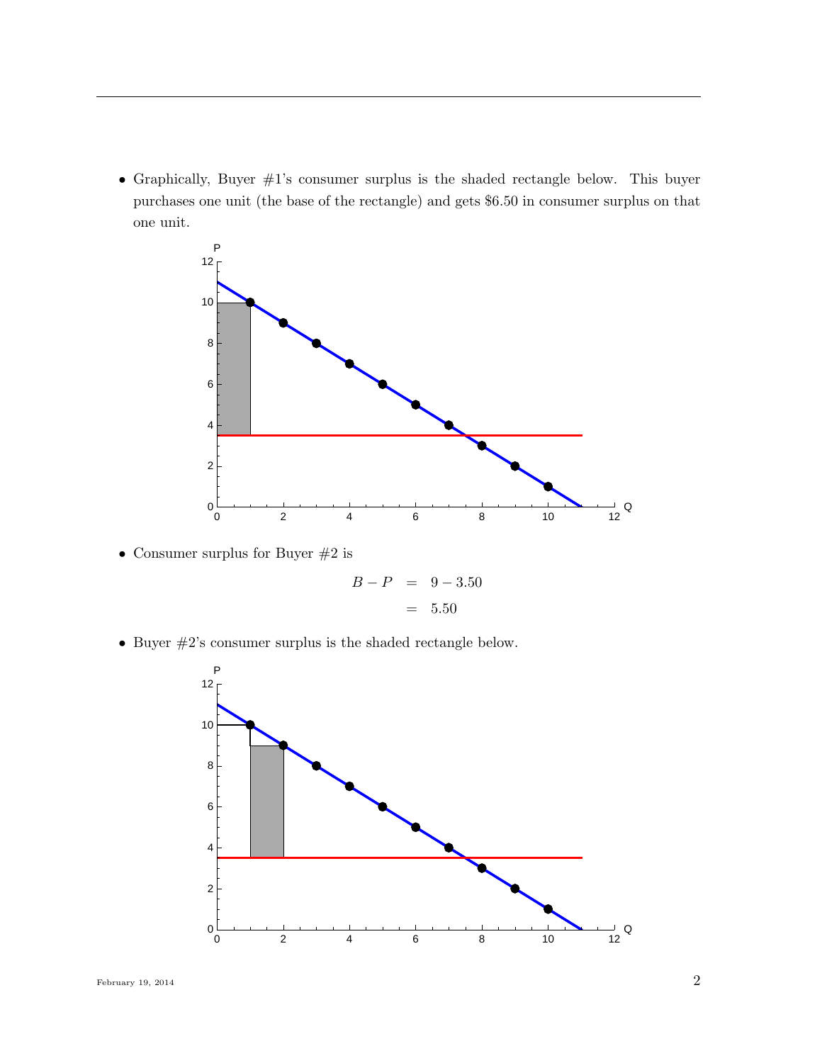- Graphically, Buyer #1's consumer surplus is the shaded rectangle below. This buyer purchases one unit (the base of the rectangle) and gets \$6.50 in consumer surplus on that one unit.

- Consumer surplus for Buyer #2 is

$$
\begin{aligned}
B - P &= 9 - 3.50 \\
&= 5.50
\end{aligned}
$$

- Buyer #2's consumer surplus is the shaded rectangle below.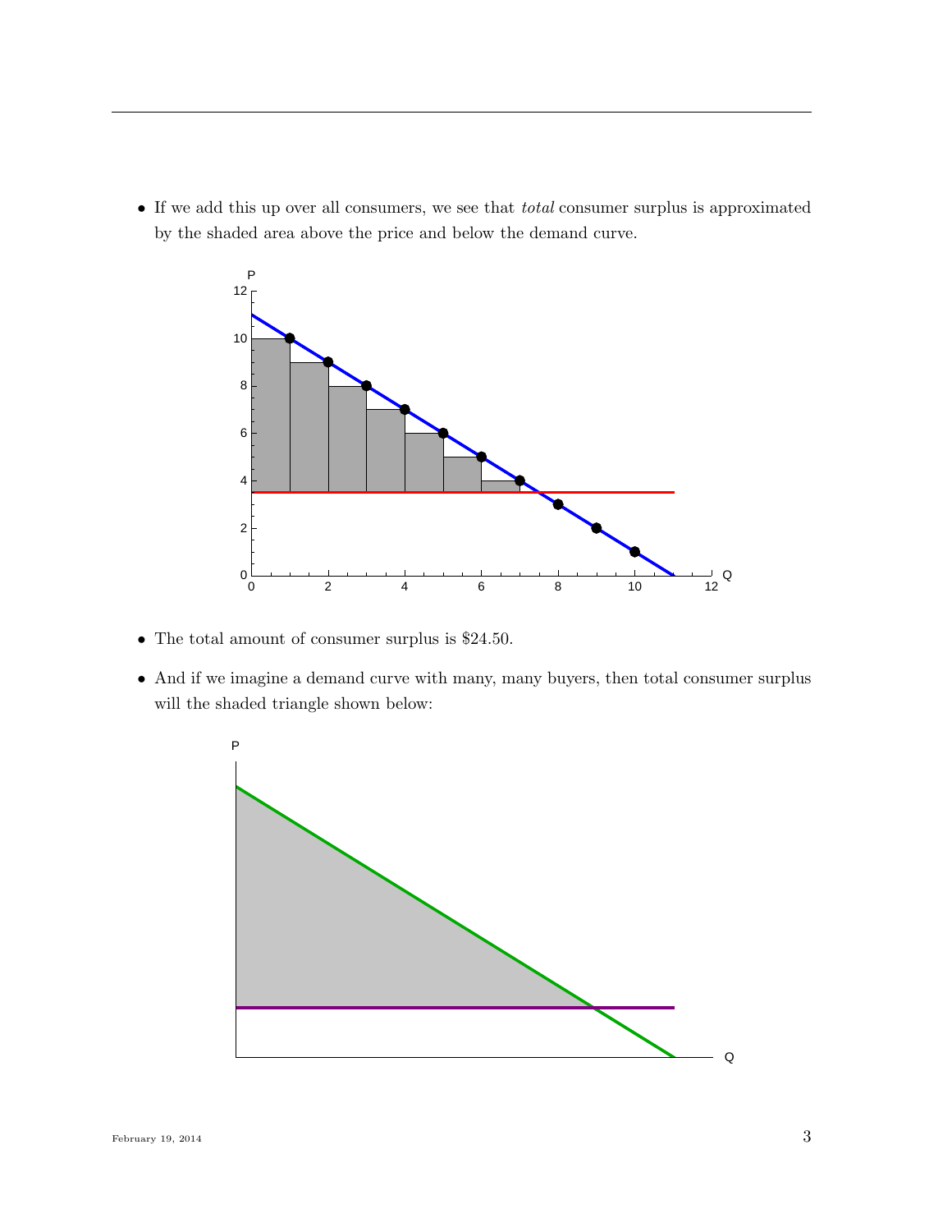- If we add this up over all consumers, we see that *total* consumer surplus is approximated by the shaded area above the price and below the demand curve.

P

12

10

8

6

4

2

0

0 2 4 6 8 10 12

Q

- The total amount of consumer surplus is $24.50.
- And if we imagine a demand curve with many, many buyers, then total consumer surplus will the shaded triangle shown below:

P

Q